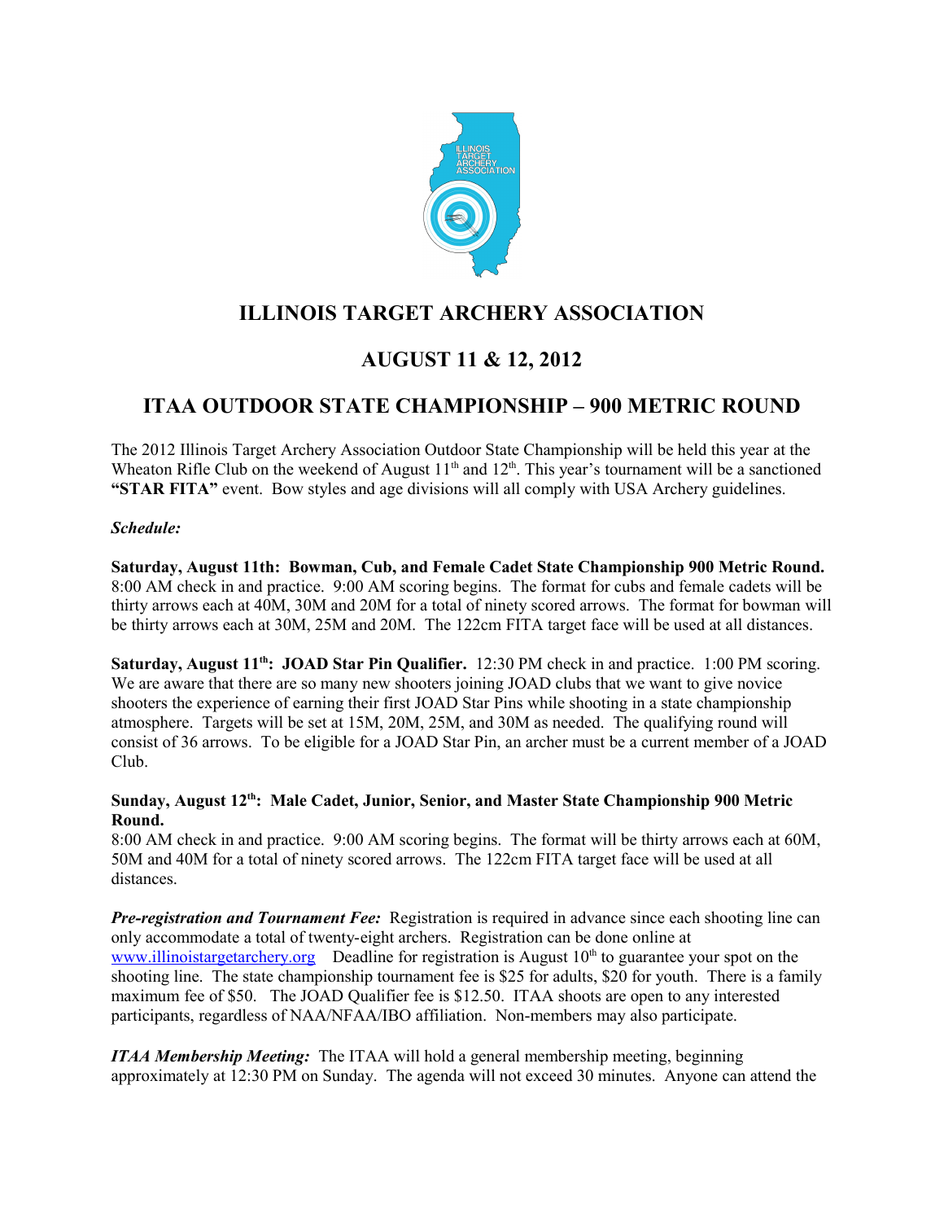# ILLINOIS TARGET ARCHERY ASSOCIATION

## AUGUST 11 & 12, 2012

## ITAA OUTDOOR STATE CHAMPIONSHIP – 900 METRIC ROUND

The 2012 Illinois Target Archery Association Outdoor State Championship will be held this year at the Wheaton Rifle Club on the weekend of August 11th and 12th. This year's tournament will be a sanctioned **"STAR FITA"** event. Bow styles and age divisions will all comply with USA Archery guidelines.

***Schedule:***

**Saturday, August 11th: Bowman, Cub, and Female Cadet State Championship 900 Metric Round.** 8:00 AM check in and practice. 9:00 AM scoring begins. The format for cubs and female cadets will be thirty arrows each at 40M, 30M and 20M for a total of ninety scored arrows. The format for bowman will be thirty arrows each at 30M, 25M and 20M. The 122cm FITA target face will be used at all distances.

**Saturday, August 11th: JOAD Star Pin Qualifier.** 12:30 PM check in and practice. 1:00 PM scoring. We are aware that there are so many new shooters joining JOAD clubs that we want to give novice shooters the experience of earning their first JOAD Star Pins while shooting in a state championship atmosphere. Targets will be set at 15M, 20M, 25M, and 30M as needed. The qualifying round will consist of 36 arrows. To be eligible for a JOAD Star Pin, an archer must be a current member of a JOAD Club.

**Sunday, August 12th: Male Cadet, Junior, Senior, and Master State Championship 900 Metric Round.**
8:00 AM check in and practice. 9:00 AM scoring begins. The format will be thirty arrows each at 60M, 50M and 40M for a total of ninety scored arrows. The 122cm FITA target face will be used at all distances.

***Pre-registration and Tournament Fee:*** Registration is required in advance since each shooting line can only accommodate a total of twenty-eight archers. Registration can be done online at www.illinoistargetarchery.org Deadline for registration is August 10th to guarantee your spot on the shooting line. The state championship tournament fee is $25 for adults, $20 for youth. There is a family maximum fee of $50. The JOAD Qualifier fee is $12.50. ITAA shoots are open to any interested participants, regardless of NAA/NFAA/IBO affiliation. Non-members may also participate.

***ITAA Membership Meeting:*** The ITAA will hold a general membership meeting, beginning approximately at 12:30 PM on Sunday. The agenda will not exceed 30 minutes. Anyone can attend the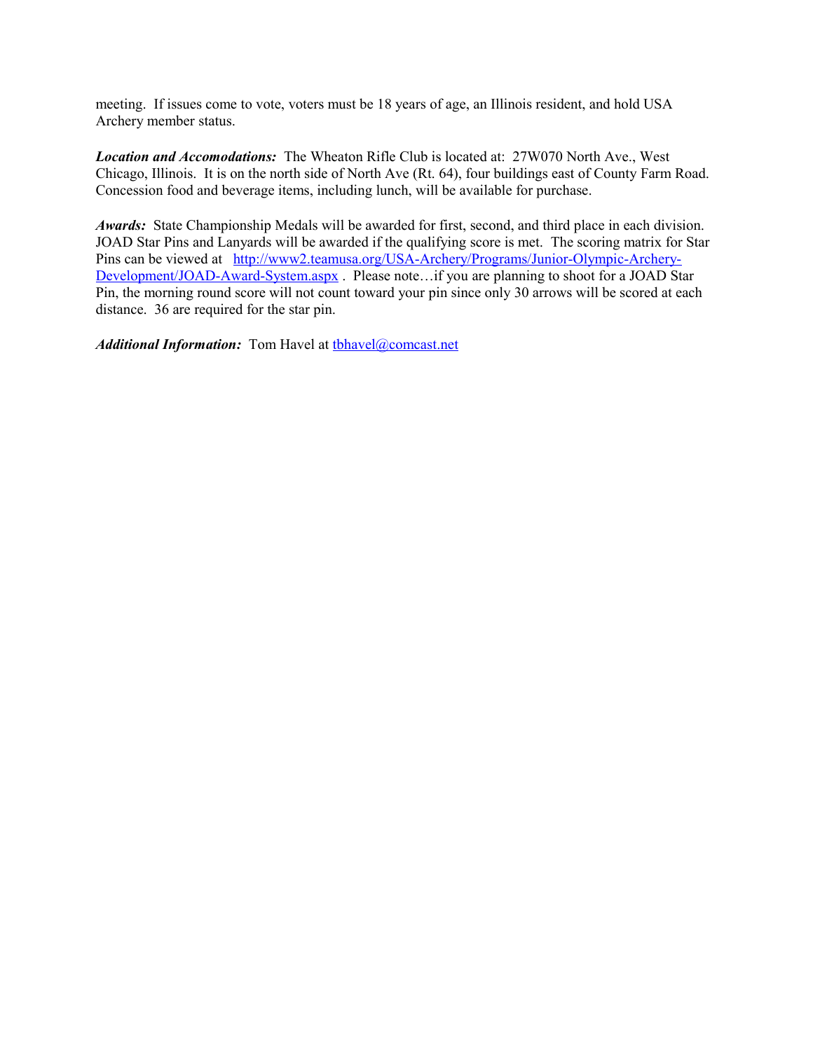meeting. If issues come to vote, voters must be 18 years of age, an Illinois resident, and hold USA Archery member status.

***Location and Accomodations:*** The Wheaton Rifle Club is located at: 27W070 North Ave., West Chicago, Illinois. It is on the north side of North Ave (Rt. 64), four buildings east of County Farm Road. Concession food and beverage items, including lunch, will be available for purchase.

***Awards:*** State Championship Medals will be awarded for first, second, and third place in each division. JOAD Star Pins and Lanyards will be awarded if the qualifying score is met. The scoring matrix for Star Pins can be viewed at [http://www2.teamusa.org/USA-Archery/Programs/Junior-Olympic-Archery-Development/JOAD-Award-System.aspx](http://www2.teamusa.org/USA-Archery/Programs/Junior-Olympic-Archery-Development/JOAD-Award-System.aspx) . Please note…if you are planning to shoot for a JOAD Star Pin, the morning round score will not count toward your pin since only 30 arrows will be scored at each distance. 36 are required for the star pin.

***Additional Information:*** Tom Havel at [tbhavel@comcast.net](mailto:tbhavel@comcast.net)